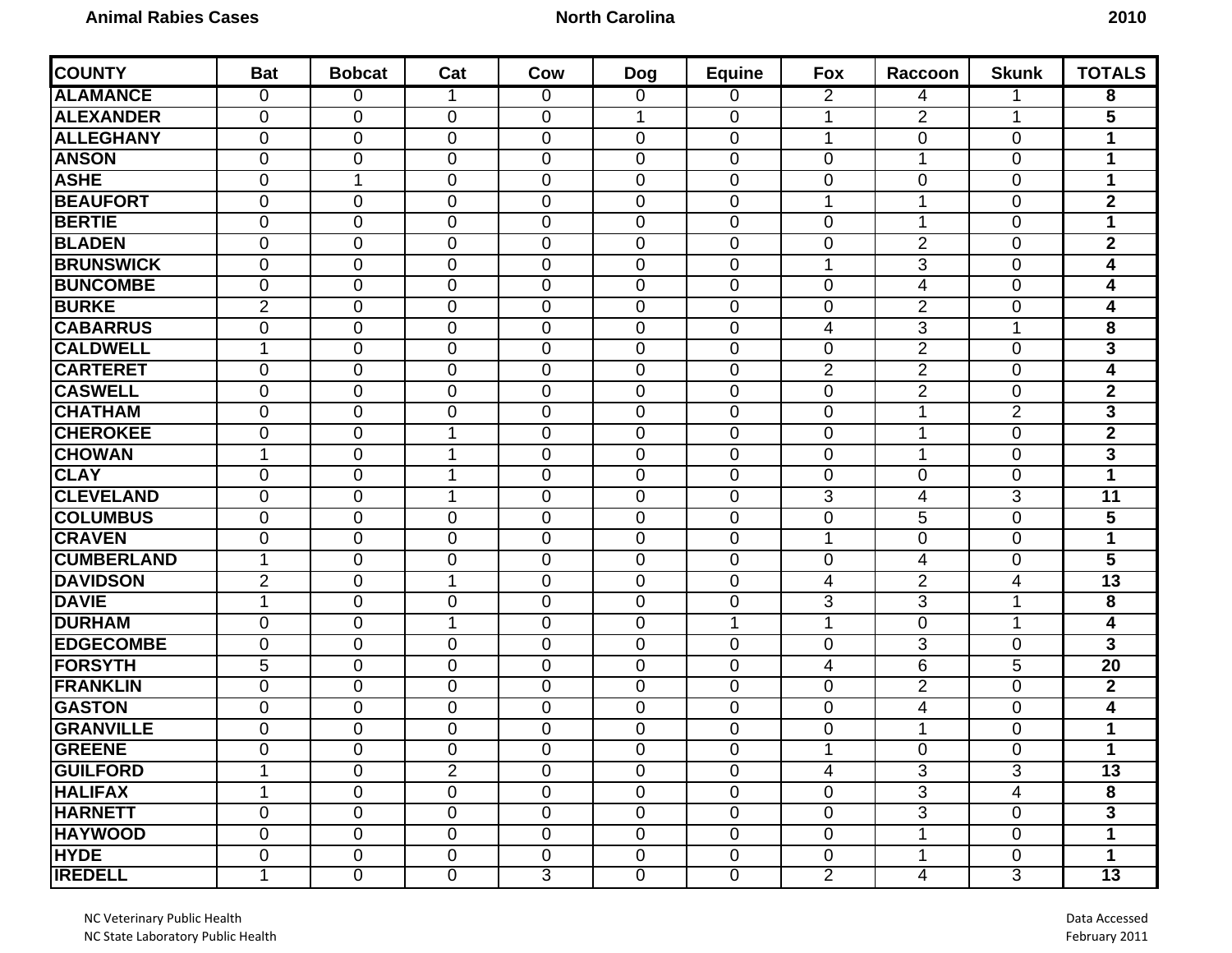**Animal Rabies Cases** **North Carolina** **2010**

| COUNTY | Bat | Bobcat | Cat | Cow | Dog | Equine | Fox | Raccoon | Skunk | TOTALS |
|---|---|---|---|---|---|---|---|---|---|---|
| ALAMANCE | 0 | 0 | 1 | 0 | 0 | 0 | 2 | 4 | 1 | **8** |
| ALEXANDER | 0 | 0 | 0 | 0 | 1 | 0 | 1 | 2 | 1 | **5** |
| ALLEGHANY | 0 | 0 | 0 | 0 | 0 | 0 | 1 | 0 | 0 | **1** |
| ANSON | 0 | 0 | 0 | 0 | 0 | 0 | 0 | 1 | 0 | **1** |
| ASHE | 0 | 1 | 0 | 0 | 0 | 0 | 0 | 0 | 0 | **1** |
| BEAUFORT | 0 | 0 | 0 | 0 | 0 | 0 | 1 | 1 | 0 | **2** |
| BERTIE | 0 | 0 | 0 | 0 | 0 | 0 | 0 | 1 | 0 | **1** |
| BLADEN | 0 | 0 | 0 | 0 | 0 | 0 | 0 | 2 | 0 | **2** |
| BRUNSWICK | 0 | 0 | 0 | 0 | 0 | 0 | 1 | 3 | 0 | **4** |
| BUNCOMBE | 0 | 0 | 0 | 0 | 0 | 0 | 0 | 4 | 0 | **4** |
| BURKE | 2 | 0 | 0 | 0 | 0 | 0 | 0 | 2 | 0 | **4** |
| CABARRUS | 0 | 0 | 0 | 0 | 0 | 0 | 4 | 3 | 1 | **8** |
| CALDWELL | 1 | 0 | 0 | 0 | 0 | 0 | 0 | 2 | 0 | **3** |
| CARTERET | 0 | 0 | 0 | 0 | 0 | 0 | 2 | 2 | 0 | **4** |
| CASWELL | 0 | 0 | 0 | 0 | 0 | 0 | 0 | 2 | 0 | **2** |
| CHATHAM | 0 | 0 | 0 | 0 | 0 | 0 | 0 | 1 | 2 | **3** |
| CHEROKEE | 0 | 0 | 1 | 0 | 0 | 0 | 0 | 1 | 0 | **2** |
| CHOWAN | 1 | 0 | 1 | 0 | 0 | 0 | 0 | 1 | 0 | **3** |
| CLAY | 0 | 0 | 1 | 0 | 0 | 0 | 0 | 0 | 0 | **1** |
| CLEVELAND | 0 | 0 | 1 | 0 | 0 | 0 | 3 | 4 | 3 | **11** |
| COLUMBUS | 0 | 0 | 0 | 0 | 0 | 0 | 0 | 5 | 0 | **5** |
| CRAVEN | 0 | 0 | 0 | 0 | 0 | 0 | 1 | 0 | 0 | **1** |
| CUMBERLAND | 1 | 0 | 0 | 0 | 0 | 0 | 0 | 4 | 0 | **5** |
| DAVIDSON | 2 | 0 | 1 | 0 | 0 | 0 | 4 | 2 | 4 | **13** |
| DAVIE | 1 | 0 | 0 | 0 | 0 | 0 | 3 | 3 | 1 | **8** |
| DURHAM | 0 | 0 | 1 | 0 | 0 | 1 | 1 | 0 | 1 | **4** |
| EDGECOMBE | 0 | 0 | 0 | 0 | 0 | 0 | 0 | 3 | 0 | **3** |
| FORSYTH | 5 | 0 | 0 | 0 | 0 | 0 | 4 | 6 | 5 | **20** |
| FRANKLIN | 0 | 0 | 0 | 0 | 0 | 0 | 0 | 2 | 0 | **2** |
| GASTON | 0 | 0 | 0 | 0 | 0 | 0 | 0 | 4 | 0 | **4** |
| GRANVILLE | 0 | 0 | 0 | 0 | 0 | 0 | 0 | 1 | 0 | **1** |
| GREENE | 0 | 0 | 0 | 0 | 0 | 0 | 1 | 0 | 0 | **1** |
| GUILFORD | 1 | 0 | 2 | 0 | 0 | 0 | 4 | 3 | 3 | **13** |
| HALIFAX | 1 | 0 | 0 | 0 | 0 | 0 | 0 | 3 | 4 | **8** |
| HARNETT | 0 | 0 | 0 | 0 | 0 | 0 | 0 | 3 | 0 | **3** |
| HAYWOOD | 0 | 0 | 0 | 0 | 0 | 0 | 0 | 1 | 0 | **1** |
| HYDE | 0 | 0 | 0 | 0 | 0 | 0 | 0 | 1 | 0 | **1** |
| IREDELL | 1 | 0 | 0 | 3 | 0 | 0 | 2 | 4 | 3 | **13** |

NC Veterinary Public Health
NC State Laboratory Public Health

Data Accessed
February 2011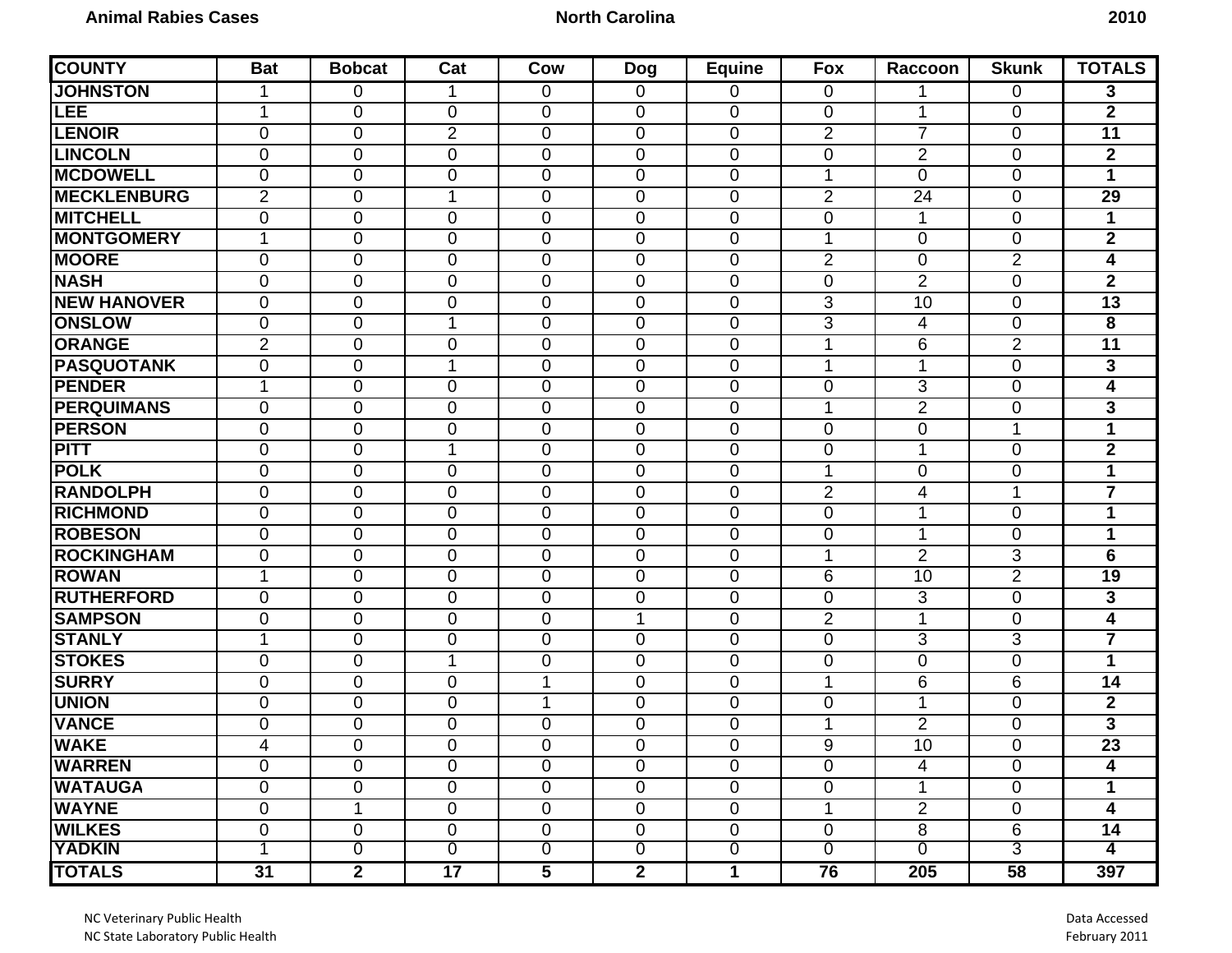**Animal Rabies Cases** **North Carolina** **2010**

| COUNTY | Bat | Bobcat | Cat | Cow | Dog | Equine | Fox | Raccoon | Skunk | TOTALS |
|---|---|---|---|---|---|---|---|---|---|---|
| JOHNSTON | 1 | 0 | 1 | 0 | 0 | 0 | 0 | 1 | 0 | **3** |
| LEE | 1 | 0 | 0 | 0 | 0 | 0 | 0 | 1 | 0 | **2** |
| LENOIR | 0 | 0 | 2 | 0 | 0 | 0 | 2 | 7 | 0 | **11** |
| LINCOLN | 0 | 0 | 0 | 0 | 0 | 0 | 0 | 2 | 0 | **2** |
| MCDOWELL | 0 | 0 | 0 | 0 | 0 | 0 | 1 | 0 | 0 | **1** |
| MECKLENBURG | 2 | 0 | 1 | 0 | 0 | 0 | 2 | 24 | 0 | **29** |
| MITCHELL | 0 | 0 | 0 | 0 | 0 | 0 | 0 | 1 | 0 | **1** |
| MONTGOMERY | 1 | 0 | 0 | 0 | 0 | 0 | 1 | 0 | 0 | **2** |
| MOORE | 0 | 0 | 0 | 0 | 0 | 0 | 2 | 0 | 2 | **4** |
| NASH | 0 | 0 | 0 | 0 | 0 | 0 | 0 | 2 | 0 | **2** |
| NEW HANOVER | 0 | 0 | 0 | 0 | 0 | 0 | 3 | 10 | 0 | **13** |
| ONSLOW | 0 | 0 | 1 | 0 | 0 | 0 | 3 | 4 | 0 | **8** |
| ORANGE | 2 | 0 | 0 | 0 | 0 | 0 | 1 | 6 | 2 | **11** |
| PASQUOTANK | 0 | 0 | 1 | 0 | 0 | 0 | 1 | 1 | 0 | **3** |
| PENDER | 1 | 0 | 0 | 0 | 0 | 0 | 0 | 3 | 0 | **4** |
| PERQUIMANS | 0 | 0 | 0 | 0 | 0 | 0 | 1 | 2 | 0 | **3** |
| PERSON | 0 | 0 | 0 | 0 | 0 | 0 | 0 | 0 | 1 | **1** |
| PITT | 0 | 0 | 1 | 0 | 0 | 0 | 0 | 1 | 0 | **2** |
| POLK | 0 | 0 | 0 | 0 | 0 | 0 | 1 | 0 | 0 | **1** |
| RANDOLPH | 0 | 0 | 0 | 0 | 0 | 0 | 2 | 4 | 1 | **7** |
| RICHMOND | 0 | 0 | 0 | 0 | 0 | 0 | 0 | 1 | 0 | **1** |
| ROBESON | 0 | 0 | 0 | 0 | 0 | 0 | 0 | 1 | 0 | **1** |
| ROCKINGHAM | 0 | 0 | 0 | 0 | 0 | 0 | 1 | 2 | 3 | **6** |
| ROWAN | 1 | 0 | 0 | 0 | 0 | 0 | 6 | 10 | 2 | **19** |
| RUTHERFORD | 0 | 0 | 0 | 0 | 0 | 0 | 0 | 3 | 0 | **3** |
| SAMPSON | 0 | 0 | 0 | 0 | 1 | 0 | 2 | 1 | 0 | **4** |
| STANLY | 1 | 0 | 0 | 0 | 0 | 0 | 0 | 3 | 3 | **7** |
| STOKES | 0 | 0 | 1 | 0 | 0 | 0 | 0 | 0 | 0 | **1** |
| SURRY | 0 | 0 | 0 | 1 | 0 | 0 | 1 | 6 | 6 | **14** |
| UNION | 0 | 0 | 0 | 1 | 0 | 0 | 0 | 1 | 0 | **2** |
| VANCE | 0 | 0 | 0 | 0 | 0 | 0 | 1 | 2 | 0 | **3** |
| WAKE | 4 | 0 | 0 | 0 | 0 | 0 | 9 | 10 | 0 | **23** |
| WARREN | 0 | 0 | 0 | 0 | 0 | 0 | 0 | 4 | 0 | **4** |
| WATAUGA | 0 | 0 | 0 | 0 | 0 | 0 | 0 | 1 | 0 | **1** |
| WAYNE | 0 | 1 | 0 | 0 | 0 | 0 | 1 | 2 | 0 | **4** |
| WILKES | 0 | 0 | 0 | 0 | 0 | 0 | 0 | 8 | 6 | **14** |
| YADKIN | 1 | 0 | 0 | 0 | 0 | 0 | 0 | 0 | 3 | **4** |
| **TOTALS** | **31** | **2** | **17** | **5** | **2** | **1** | **76** | **205** | **58** | **397** |

NC Veterinary Public Health
NC State Laboratory Public Health

Data Accessed
February 2011